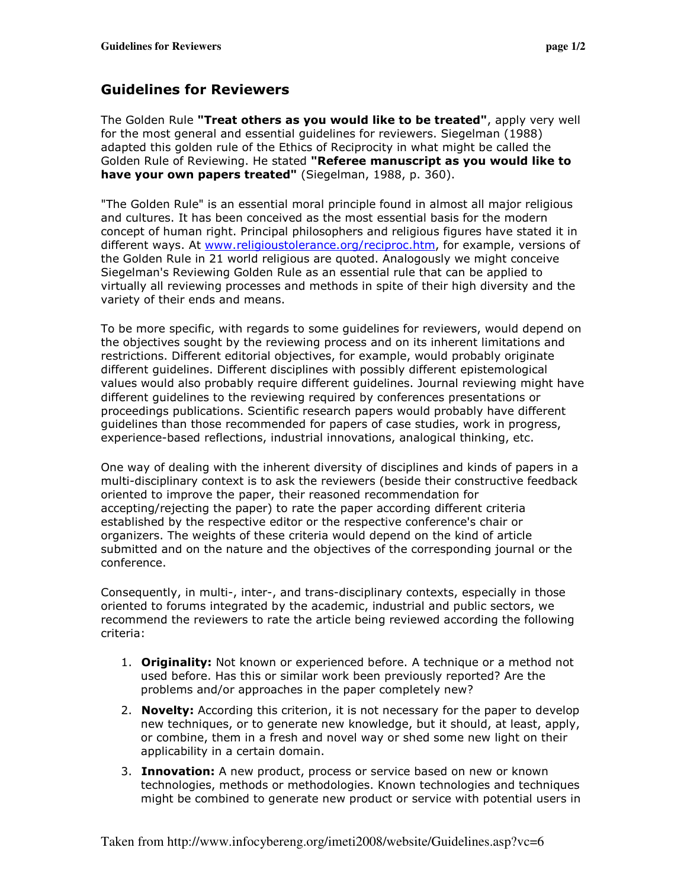## Guidelines for Reviewers

The Golden Rule **"Treat others as you would like to be treated"**, apply very well for the most general and essential guidelines for reviewers. Siegelman (1988) adapted this golden rule of the Ethics of Reciprocity in what might be called the Golden Rule of Reviewing. He stated **"Referee manuscript as you would like to have your own papers treated"** (Siegelman, 1988, p. 360).

"The Golden Rule" is an essential moral principle found in almost all major religious and cultures. It has been conceived as the most essential basis for the modern concept of human right. Principal philosophers and religious figures have stated it in different ways. At [www.religioustolerance.org/reciproc.htm](http://www.religioustolerance.org/reciproc.htm), for example, versions of the Golden Rule in 21 world religious are quoted. Analogously we might conceive Siegelman's Reviewing Golden Rule as an essential rule that can be applied to virtually all reviewing processes and methods in spite of their high diversity and the variety of their ends and means.

To be more specific, with regards to some guidelines for reviewers, would depend on the objectives sought by the reviewing process and on its inherent limitations and restrictions. Different editorial objectives, for example, would probably originate different guidelines. Different disciplines with possibly different epistemological values would also probably require different guidelines. Journal reviewing might have different guidelines to the reviewing required by conferences presentations or proceedings publications. Scientific research papers would probably have different guidelines than those recommended for papers of case studies, work in progress, experience-based reflections, industrial innovations, analogical thinking, etc.

One way of dealing with the inherent diversity of disciplines and kinds of papers in a multi-disciplinary context is to ask the reviewers (beside their constructive feedback oriented to improve the paper, their reasoned recommendation for accepting/rejecting the paper) to rate the paper according different criteria established by the respective editor or the respective conference's chair or organizers. The weights of these criteria would depend on the kind of article submitted and on the nature and the objectives of the corresponding journal or the conference.

Consequently, in multi-, inter-, and trans-disciplinary contexts, especially in those oriented to forums integrated by the academic, industrial and public sectors, we recommend the reviewers to rate the article being reviewed according the following criteria:

1. **Originality:** Not known or experienced before. A technique or a method not used before. Has this or similar work been previously reported? Are the problems and/or approaches in the paper completely new?
2. **Novelty:** According this criterion, it is not necessary for the paper to develop new techniques, or to generate new knowledge, but it should, at least, apply, or combine, them in a fresh and novel way or shed some new light on their applicability in a certain domain.
3. **Innovation:** A new product, process or service based on new or known technologies, methods or methodologies. Known technologies and techniques might be combined to generate new product or service with potential users in

Taken from http://www.infocybereng.org/imeti2008/website/Guidelines.asp?vc=6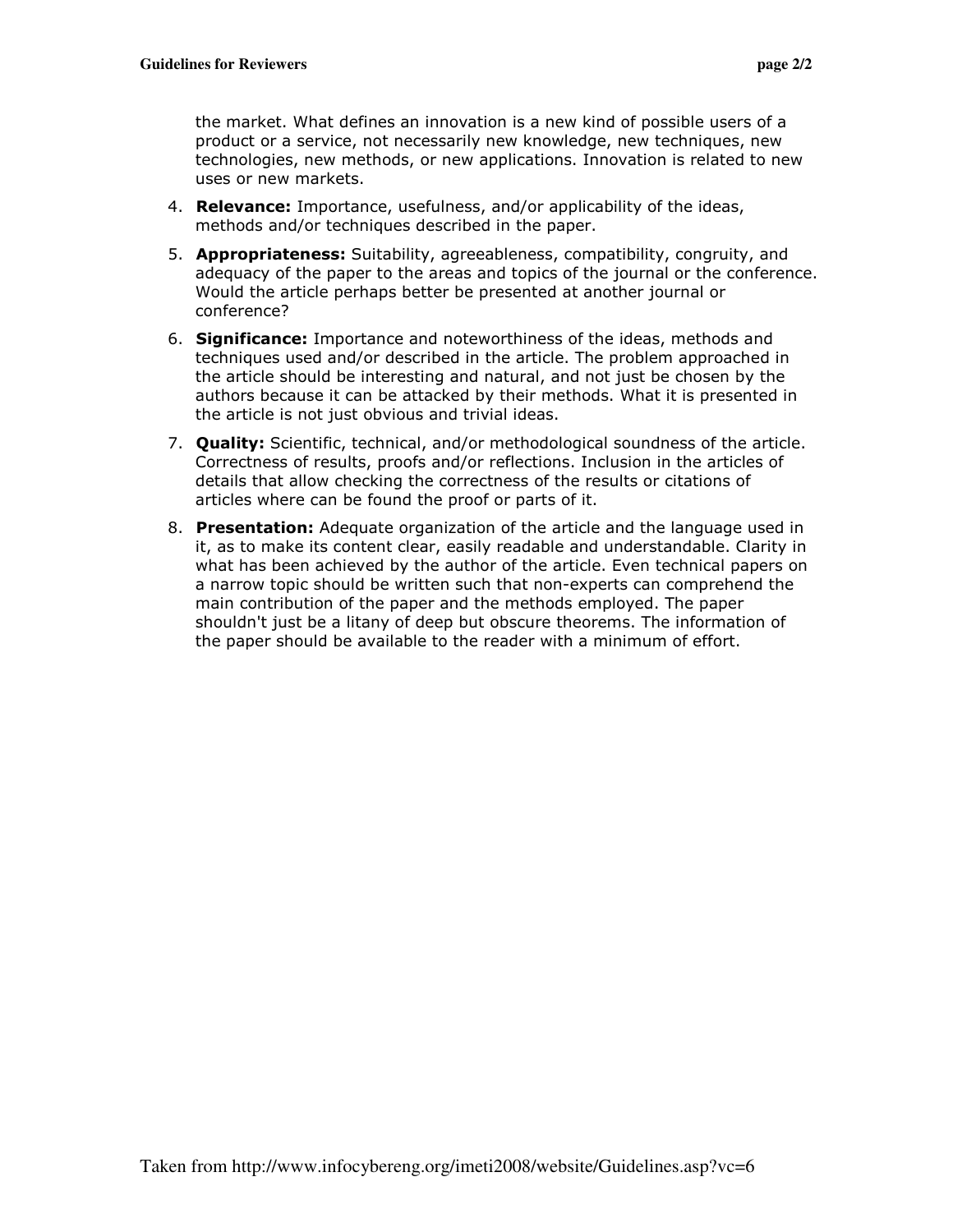the market. What defines an innovation is a new kind of possible users of a product or a service, not necessarily new knowledge, new techniques, new technologies, new methods, or new applications. Innovation is related to new uses or new markets.

4. **Relevance:** Importance, usefulness, and/or applicability of the ideas, methods and/or techniques described in the paper.
5. **Appropriateness:** Suitability, agreeableness, compatibility, congruity, and adequacy of the paper to the areas and topics of the journal or the conference. Would the article perhaps better be presented at another journal or conference?
6. **Significance:** Importance and noteworthiness of the ideas, methods and techniques used and/or described in the article. The problem approached in the article should be interesting and natural, and not just be chosen by the authors because it can be attacked by their methods. What it is presented in the article is not just obvious and trivial ideas.
7. **Quality:** Scientific, technical, and/or methodological soundness of the article. Correctness of results, proofs and/or reflections. Inclusion in the articles of details that allow checking the correctness of the results or citations of articles where can be found the proof or parts of it.
8. **Presentation:** Adequate organization of the article and the language used in it, as to make its content clear, easily readable and understandable. Clarity in what has been achieved by the author of the article. Even technical papers on a narrow topic should be written such that non-experts can comprehend the main contribution of the paper and the methods employed. The paper shouldn't just be a litany of deep but obscure theorems. The information of the paper should be available to the reader with a minimum of effort.

Taken from http://www.infocybereng.org/imeti2008/website/Guidelines.asp?vc=6